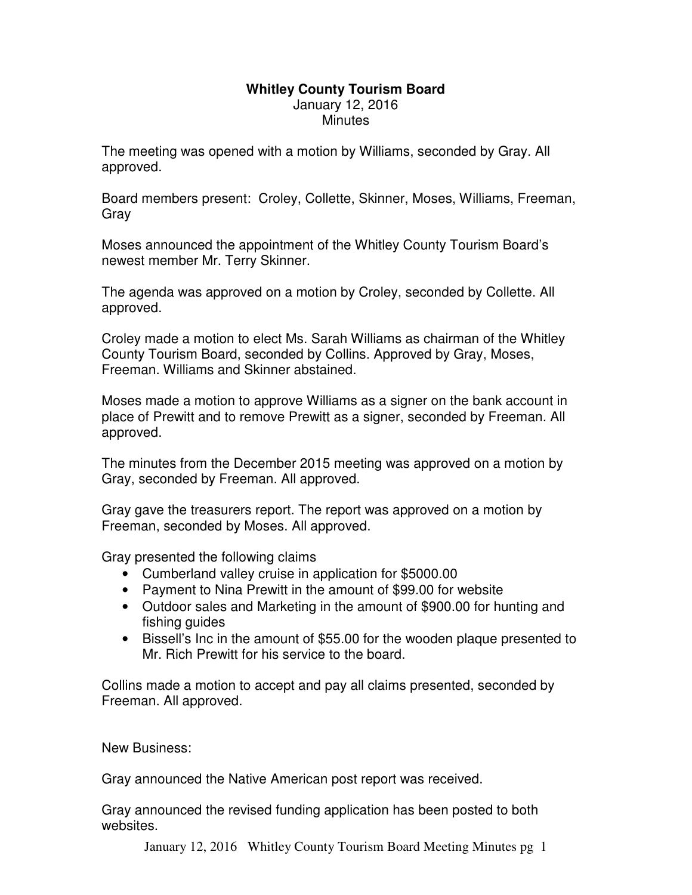**Whitley County Tourism Board**
January 12, 2016
Minutes

The meeting was opened with a motion by Williams, seconded by Gray. All approved.

Board members present: Croley, Collette, Skinner, Moses, Williams, Freeman, Gray

Moses announced the appointment of the Whitley County Tourism Board's newest member Mr. Terry Skinner.

The agenda was approved on a motion by Croley, seconded by Collette. All approved.

Croley made a motion to elect Ms. Sarah Williams as chairman of the Whitley County Tourism Board, seconded by Collins. Approved by Gray, Moses, Freeman. Williams and Skinner abstained.

Moses made a motion to approve Williams as a signer on the bank account in place of Prewitt and to remove Prewitt as a signer, seconded by Freeman. All approved.

The minutes from the December 2015 meeting was approved on a motion by Gray, seconded by Freeman. All approved.

Gray gave the treasurers report. The report was approved on a motion by Freeman, seconded by Moses. All approved.

Gray presented the following claims

- Cumberland valley cruise in application for $5000.00
- Payment to Nina Prewitt in the amount of $99.00 for website
- Outdoor sales and Marketing in the amount of $900.00 for hunting and fishing guides
- Bissell's Inc in the amount of $55.00 for the wooden plaque presented to Mr. Rich Prewitt for his service to the board.

Collins made a motion to accept and pay all claims presented, seconded by Freeman. All approved.

New Business:

Gray announced the Native American post report was received.

Gray announced the revised funding application has been posted to both websites.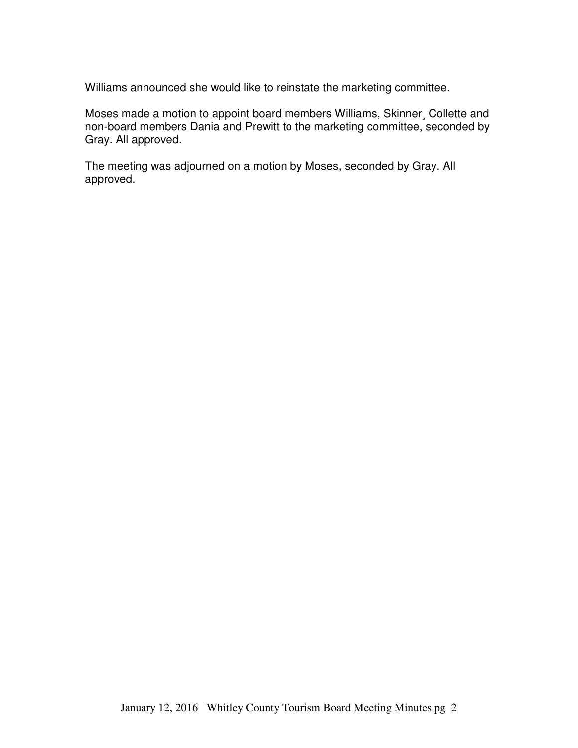Williams announced she would like to reinstate the marketing committee.

Moses made a motion to appoint board members Williams, Skinner¸ Collette and non-board members Dania and Prewitt to the marketing committee, seconded by Gray. All approved.

The meeting was adjourned on a motion by Moses, seconded by Gray. All approved.